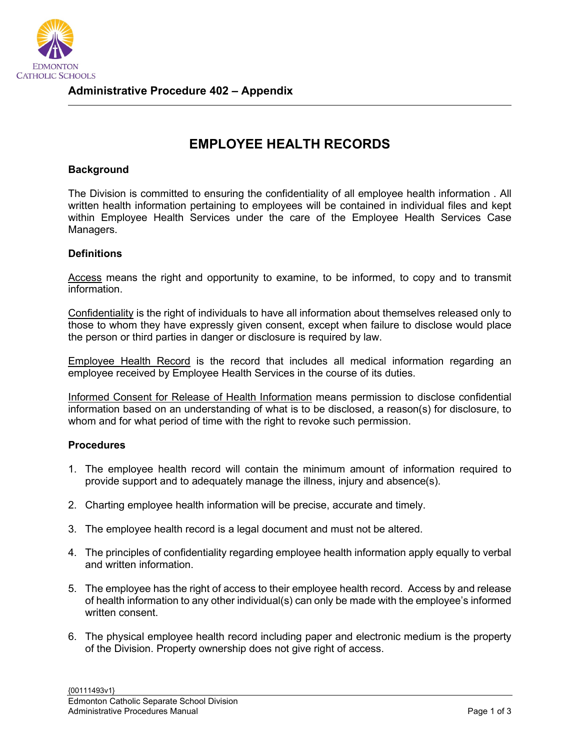## Administrative Procedure 402 – Appendix

# EMPLOYEE HEALTH RECORDS

### Background

The Division is committed to ensuring the confidentiality of all employee health information . All written health information pertaining to employees will be contained in individual files and kept within Employee Health Services under the care of the Employee Health Services Case Managers.

### Definitions

Access means the right and opportunity to examine, to be informed, to copy and to transmit information.

Confidentiality is the right of individuals to have all information about themselves released only to those to whom they have expressly given consent, except when failure to disclose would place the person or third parties in danger or disclosure is required by law.

Employee Health Record is the record that includes all medical information regarding an employee received by Employee Health Services in the course of its duties.

Informed Consent for Release of Health Information means permission to disclose confidential information based on an understanding of what is to be disclosed, a reason(s) for disclosure, to whom and for what period of time with the right to revoke such permission.

### Procedures

1. The employee health record will contain the minimum amount of information required to provide support and to adequately manage the illness, injury and absence(s).

2. Charting employee health information will be precise, accurate and timely.

3. The employee health record is a legal document and must not be altered.

4. The principles of confidentiality regarding employee health information apply equally to verbal and written information.

5. The employee has the right of access to their employee health record. Access by and release of health information to any other individual(s) can only be made with the employee's informed written consent.

6. The physical employee health record including paper and electronic medium is the property of the Division. Property ownership does not give right of access.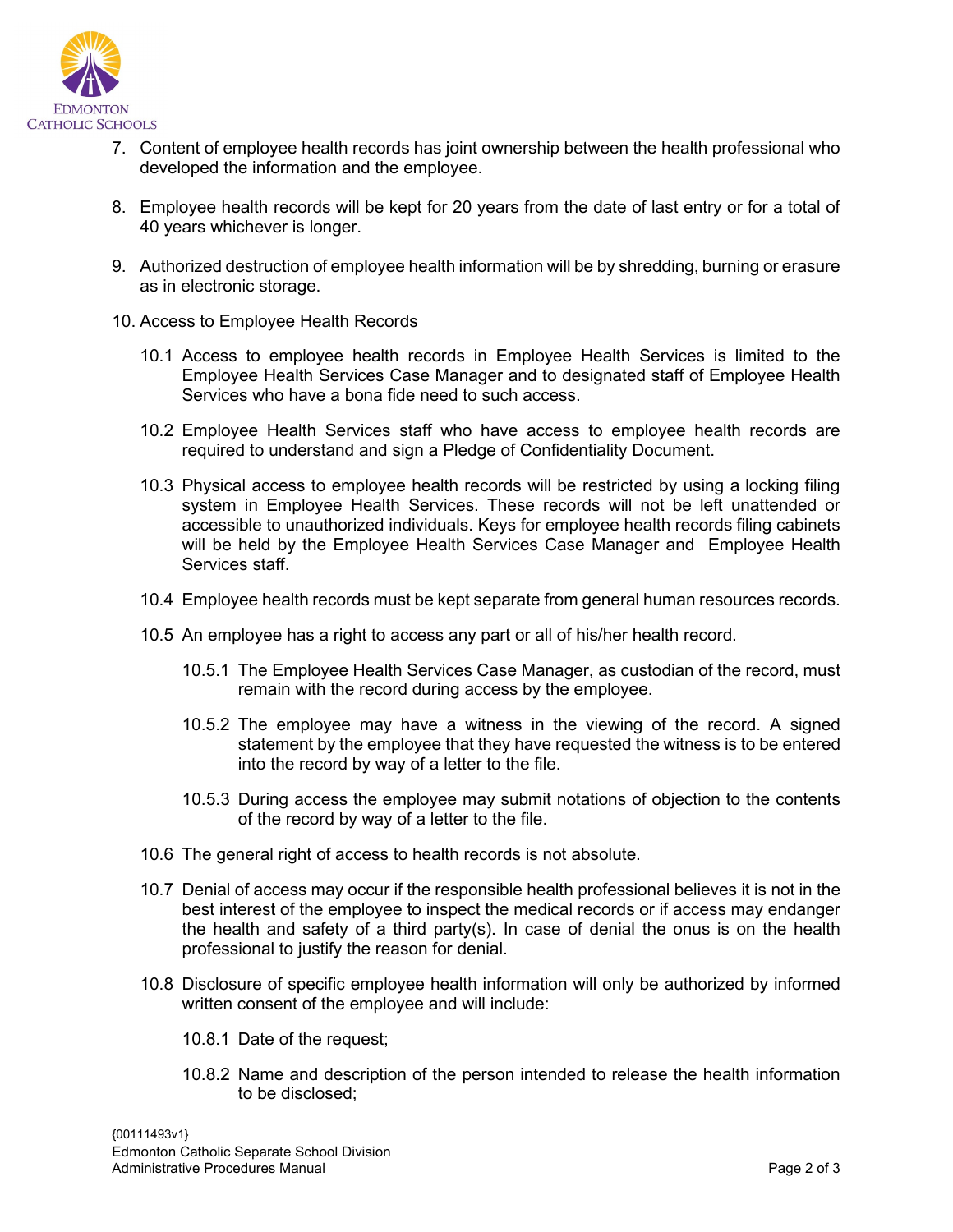7. Content of employee health records has joint ownership between the health professional who developed the information and the employee.

8. Employee health records will be kept for 20 years from the date of last entry or for a total of 40 years whichever is longer.

9. Authorized destruction of employee health information will be by shredding, burning or erasure as in electronic storage.

10. Access to Employee Health Records

    10.1 Access to employee health records in Employee Health Services is limited to the Employee Health Services Case Manager and to designated staff of Employee Health Services who have a bona fide need to such access.

    10.2 Employee Health Services staff who have access to employee health records are required to understand and sign a Pledge of Confidentiality Document.

    10.3 Physical access to employee health records will be restricted by using a locking filing system in Employee Health Services. These records will not be left unattended or accessible to unauthorized individuals. Keys for employee health records filing cabinets will be held by the Employee Health Services Case Manager and Employee Health Services staff.

    10.4 Employee health records must be kept separate from general human resources records.

    10.5 An employee has a right to access any part or all of his/her health record.

        10.5.1 The Employee Health Services Case Manager, as custodian of the record, must remain with the record during access by the employee.

        10.5.2 The employee may have a witness in the viewing of the record. A signed statement by the employee that they have requested the witness is to be entered into the record by way of a letter to the file.

        10.5.3 During access the employee may submit notations of objection to the contents of the record by way of a letter to the file.

    10.6 The general right of access to health records is not absolute.

    10.7 Denial of access may occur if the responsible health professional believes it is not in the best interest of the employee to inspect the medical records or if access may endanger the health and safety of a third party(s). In case of denial the onus is on the health professional to justify the reason for denial.

    10.8 Disclosure of specific employee health information will only be authorized by informed written consent of the employee and will include:

        10.8.1 Date of the request;

        10.8.2 Name and description of the person intended to release the health information to be disclosed;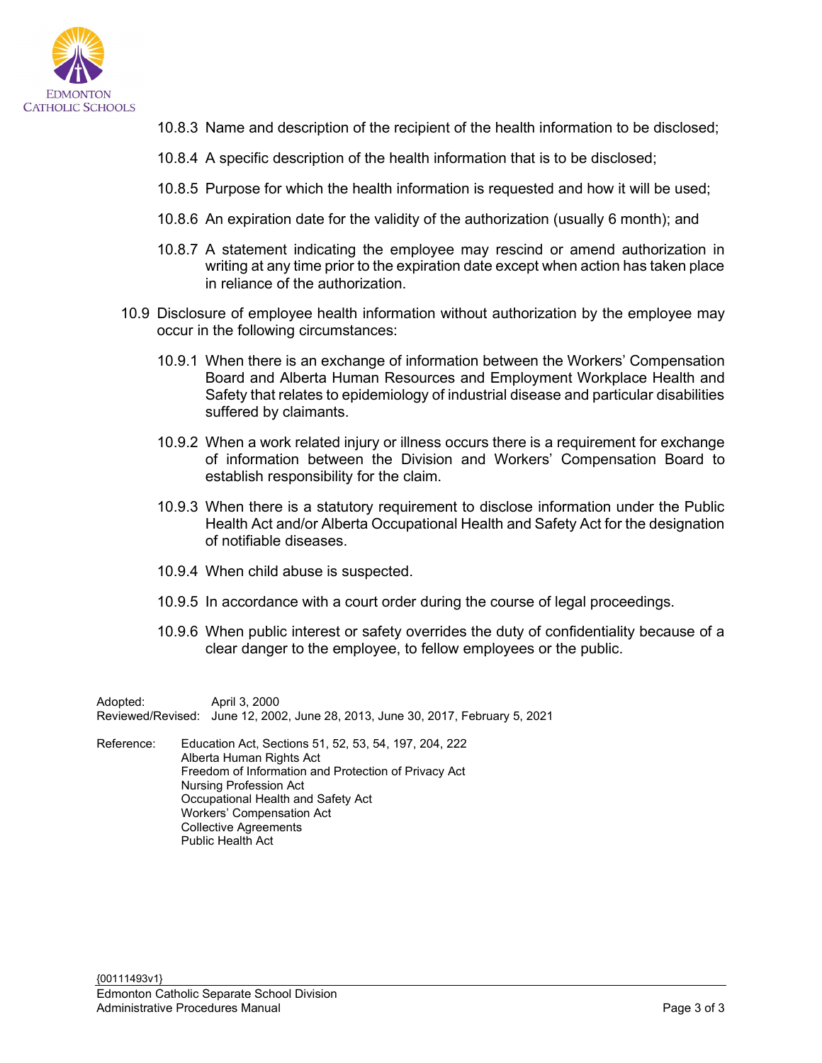10.8.3 Name and description of the recipient of the health information to be disclosed;

10.8.4 A specific description of the health information that is to be disclosed;

10.8.5 Purpose for which the health information is requested and how it will be used;

10.8.6 An expiration date for the validity of the authorization (usually 6 month); and

10.8.7 A statement indicating the employee may rescind or amend authorization in writing at any time prior to the expiration date except when action has taken place in reliance of the authorization.

10.9 Disclosure of employee health information without authorization by the employee may occur in the following circumstances:

10.9.1 When there is an exchange of information between the Workers' Compensation Board and Alberta Human Resources and Employment Workplace Health and Safety that relates to epidemiology of industrial disease and particular disabilities suffered by claimants.

10.9.2 When a work related injury or illness occurs there is a requirement for exchange of information between the Division and Workers' Compensation Board to establish responsibility for the claim.

10.9.3 When there is a statutory requirement to disclose information under the Public Health Act and/or Alberta Occupational Health and Safety Act for the designation of notifiable diseases.

10.9.4 When child abuse is suspected.

10.9.5 In accordance with a court order during the course of legal proceedings.

10.9.6 When public interest or safety overrides the duty of confidentiality because of a clear danger to the employee, to fellow employees or the public.

Adopted: April 3, 2000
Reviewed/Revised: June 12, 2002, June 28, 2013, June 30, 2017, February 5, 2021

Reference: Education Act, Sections 51, 52, 53, 54, 197, 204, 222
Alberta Human Rights Act
Freedom of Information and Protection of Privacy Act
Nursing Profession Act
Occupational Health and Safety Act
Workers' Compensation Act
Collective Agreements
Public Health Act

{00111493v1}